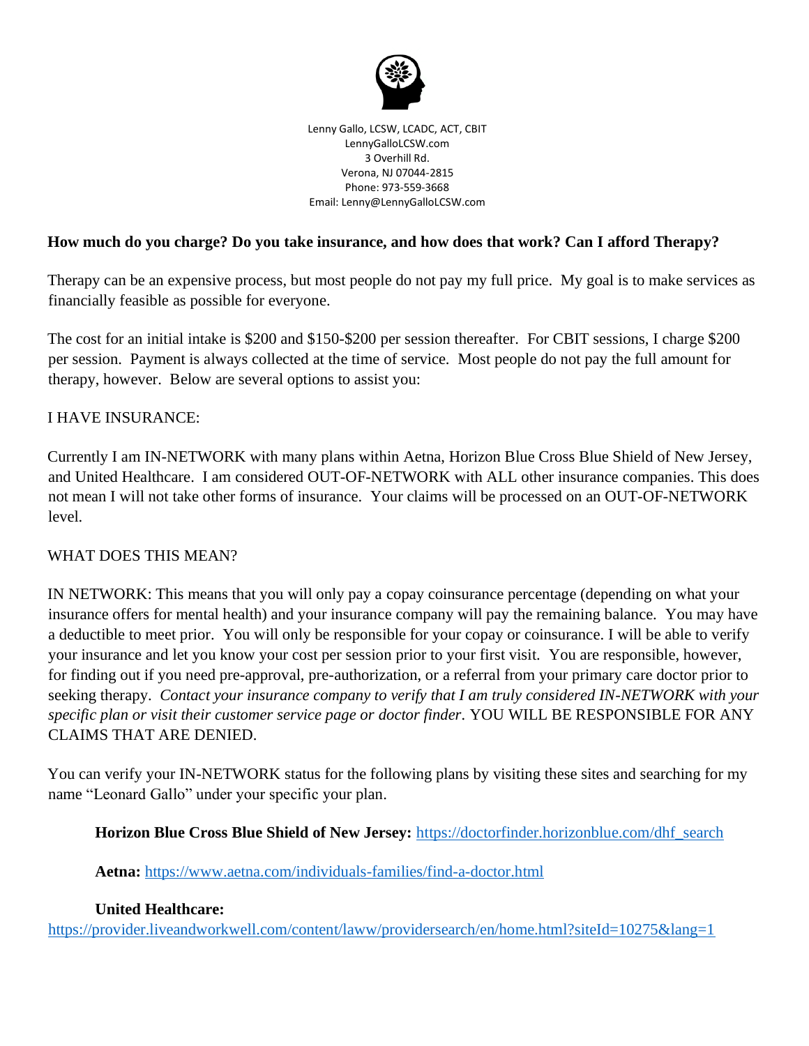Lenny Gallo, LCSW, LCADC, ACT, CBIT
LennyGalloLCSW.com
3 Overhill Rd.
Verona, NJ 07044-2815
Phone: 973-559-3668
Email: Lenny@LennyGalloLCSW.com

## How much do you charge? Do you take insurance, and how does that work? Can I afford Therapy?

Therapy can be an expensive process, but most people do not pay my full price. My goal is to make services as financially feasible as possible for everyone.

The cost for an initial intake is $200 and $150-$200 per session thereafter. For CBIT sessions, I charge $200 per session. Payment is always collected at the time of service. Most people do not pay the full amount for therapy, however. Below are several options to assist you:

I HAVE INSURANCE:

Currently I am IN-NETWORK with many plans within Aetna, Horizon Blue Cross Blue Shield of New Jersey, and United Healthcare. I am considered OUT-OF-NETWORK with ALL other insurance companies. This does not mean I will not take other forms of insurance. Your claims will be processed on an OUT-OF-NETWORK level.

WHAT DOES THIS MEAN?

IN NETWORK: This means that you will only pay a copay coinsurance percentage (depending on what your insurance offers for mental health) and your insurance company will pay the remaining balance. You may have a deductible to meet prior. You will only be responsible for your copay or coinsurance. I will be able to verify your insurance and let you know your cost per session prior to your first visit. You are responsible, however, for finding out if you need pre-approval, pre-authorization, or a referral from your primary care doctor prior to seeking therapy. *Contact your insurance company to verify that I am truly considered IN-NETWORK with your specific plan or visit their customer service page or doctor finder.* YOU WILL BE RESPONSIBLE FOR ANY CLAIMS THAT ARE DENIED.

You can verify your IN-NETWORK status for the following plans by visiting these sites and searching for my name "Leonard Gallo" under your specific your plan.

**Horizon Blue Cross Blue Shield of New Jersey:** https://doctorfinder.horizonblue.com/dhf_search

**Aetna:** https://www.aetna.com/individuals-families/find-a-doctor.html

**United Healthcare:** https://provider.liveandworkwell.com/content/laww/providersearch/en/home.html?siteId=10275&lang=1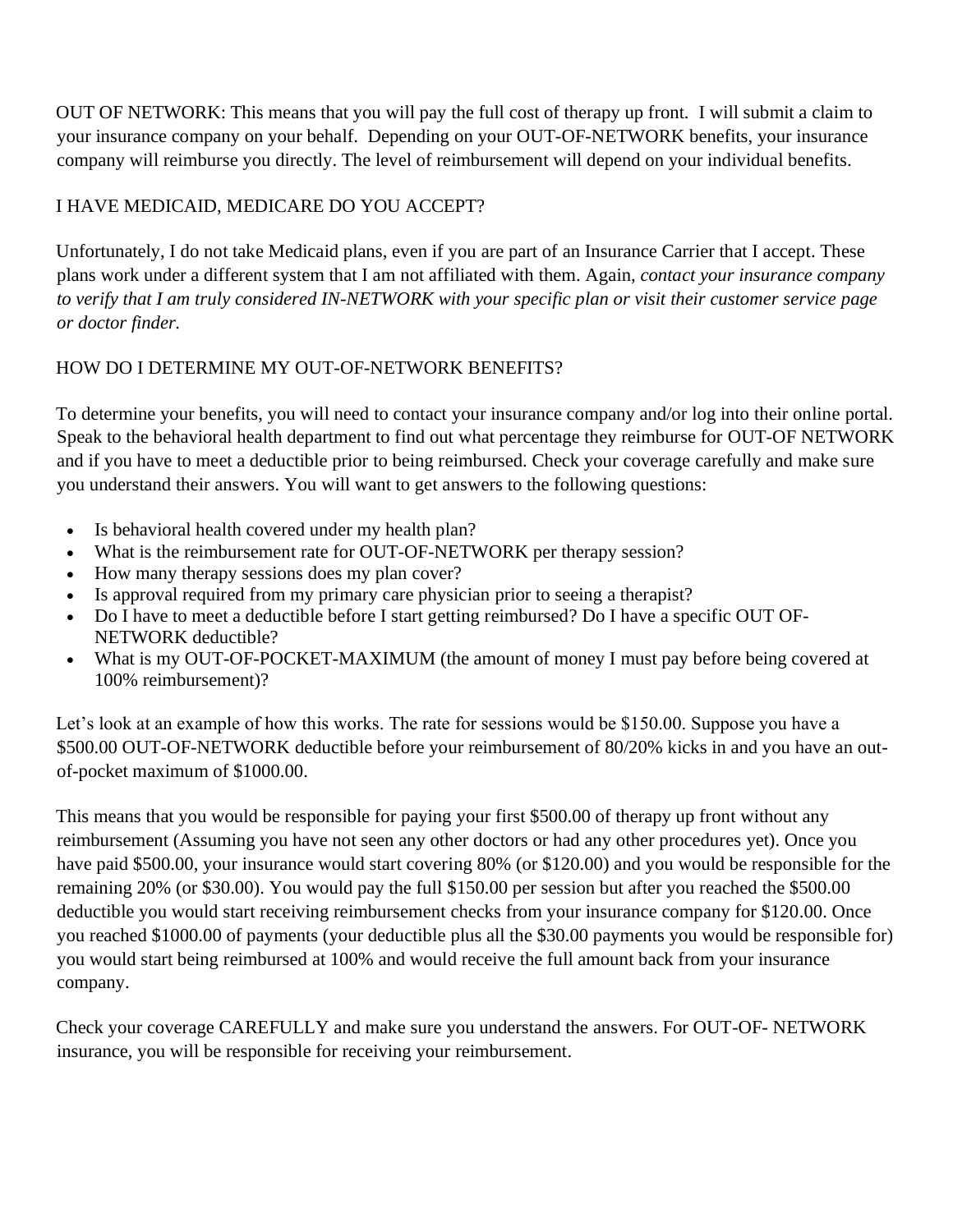OUT OF NETWORK: This means that you will pay the full cost of therapy up front. I will submit a claim to your insurance company on your behalf. Depending on your OUT-OF-NETWORK benefits, your insurance company will reimburse you directly. The level of reimbursement will depend on your individual benefits.

## I HAVE MEDICAID, MEDICARE DO YOU ACCEPT?

Unfortunately, I do not take Medicaid plans, even if you are part of an Insurance Carrier that I accept. These plans work under a different system that I am not affiliated with them. Again, *contact your insurance company to verify that I am truly considered IN-NETWORK with your specific plan or visit their customer service page or doctor finder.*

## HOW DO I DETERMINE MY OUT-OF-NETWORK BENEFITS?

To determine your benefits, you will need to contact your insurance company and/or log into their online portal. Speak to the behavioral health department to find out what percentage they reimburse for OUT-OF NETWORK and if you have to meet a deductible prior to being reimbursed. Check your coverage carefully and make sure you understand their answers. You will want to get answers to the following questions:

- Is behavioral health covered under my health plan?
- What is the reimbursement rate for OUT-OF-NETWORK per therapy session?
- How many therapy sessions does my plan cover?
- Is approval required from my primary care physician prior to seeing a therapist?
- Do I have to meet a deductible before I start getting reimbursed? Do I have a specific OUT OF-NETWORK deductible?
- What is my OUT-OF-POCKET-MAXIMUM (the amount of money I must pay before being covered at 100% reimbursement)?

Let's look at an example of how this works. The rate for sessions would be $150.00. Suppose you have a $500.00 OUT-OF-NETWORK deductible before your reimbursement of 80/20% kicks in and you have an out-of-pocket maximum of $1000.00.

This means that you would be responsible for paying your first $500.00 of therapy up front without any reimbursement (Assuming you have not seen any other doctors or had any other procedures yet). Once you have paid $500.00, your insurance would start covering 80% (or $120.00) and you would be responsible for the remaining 20% (or $30.00). You would pay the full $150.00 per session but after you reached the $500.00 deductible you would start receiving reimbursement checks from your insurance company for $120.00. Once you reached $1000.00 of payments (your deductible plus all the $30.00 payments you would be responsible for) you would start being reimbursed at 100% and would receive the full amount back from your insurance company.

Check your coverage CAREFULLY and make sure you understand the answers. For OUT-OF- NETWORK insurance, you will be responsible for receiving your reimbursement.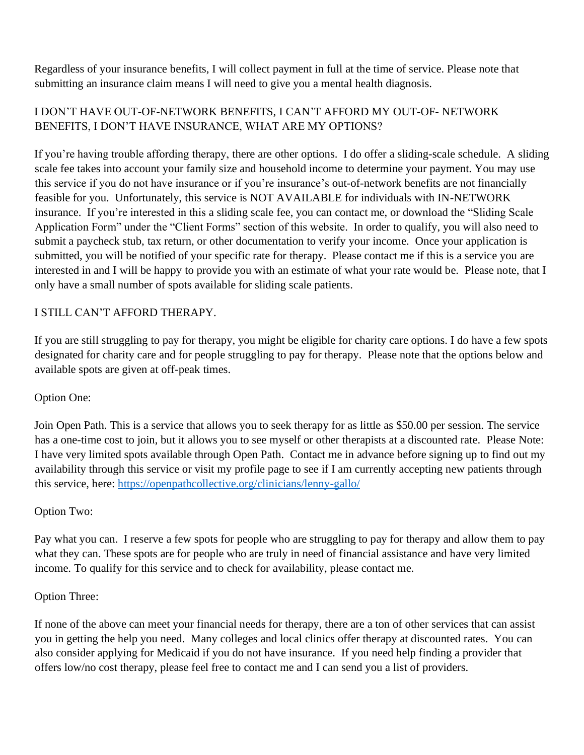Regardless of your insurance benefits, I will collect payment in full at the time of service. Please note that submitting an insurance claim means I will need to give you a mental health diagnosis.

## I DON'T HAVE OUT-OF-NETWORK BENEFITS, I CAN'T AFFORD MY OUT-OF- NETWORK BENEFITS, I DON'T HAVE INSURANCE, WHAT ARE MY OPTIONS?

If you're having trouble affording therapy, there are other options. I do offer a sliding-scale schedule. A sliding scale fee takes into account your family size and household income to determine your payment. You may use this service if you do not have insurance or if you're insurance's out-of-network benefits are not financially feasible for you. Unfortunately, this service is NOT AVAILABLE for individuals with IN-NETWORK insurance. If you're interested in this a sliding scale fee, you can contact me, or download the "Sliding Scale Application Form" under the "Client Forms" section of this website. In order to qualify, you will also need to submit a paycheck stub, tax return, or other documentation to verify your income. Once your application is submitted, you will be notified of your specific rate for therapy. Please contact me if this is a service you are interested in and I will be happy to provide you with an estimate of what your rate would be. Please note, that I only have a small number of spots available for sliding scale patients.

## I STILL CAN'T AFFORD THERAPY.

If you are still struggling to pay for therapy, you might be eligible for charity care options. I do have a few spots designated for charity care and for people struggling to pay for therapy. Please note that the options below and available spots are given at off-peak times.

Option One:

Join Open Path. This is a service that allows you to seek therapy for as little as $50.00 per session. The service has a one-time cost to join, but it allows you to see myself or other therapists at a discounted rate. Please Note: I have very limited spots available through Open Path. Contact me in advance before signing up to find out my availability through this service or visit my profile page to see if I am currently accepting new patients through this service, here: [https://openpathcollective.org/clinicians/lenny-gallo/](https://openpathcollective.org/clinicians/lenny-gallo/)

Option Two:

Pay what you can. I reserve a few spots for people who are struggling to pay for therapy and allow them to pay what they can. These spots are for people who are truly in need of financial assistance and have very limited income. To qualify for this service and to check for availability, please contact me.

Option Three:

If none of the above can meet your financial needs for therapy, there are a ton of other services that can assist you in getting the help you need. Many colleges and local clinics offer therapy at discounted rates. You can also consider applying for Medicaid if you do not have insurance. If you need help finding a provider that offers low/no cost therapy, please feel free to contact me and I can send you a list of providers.